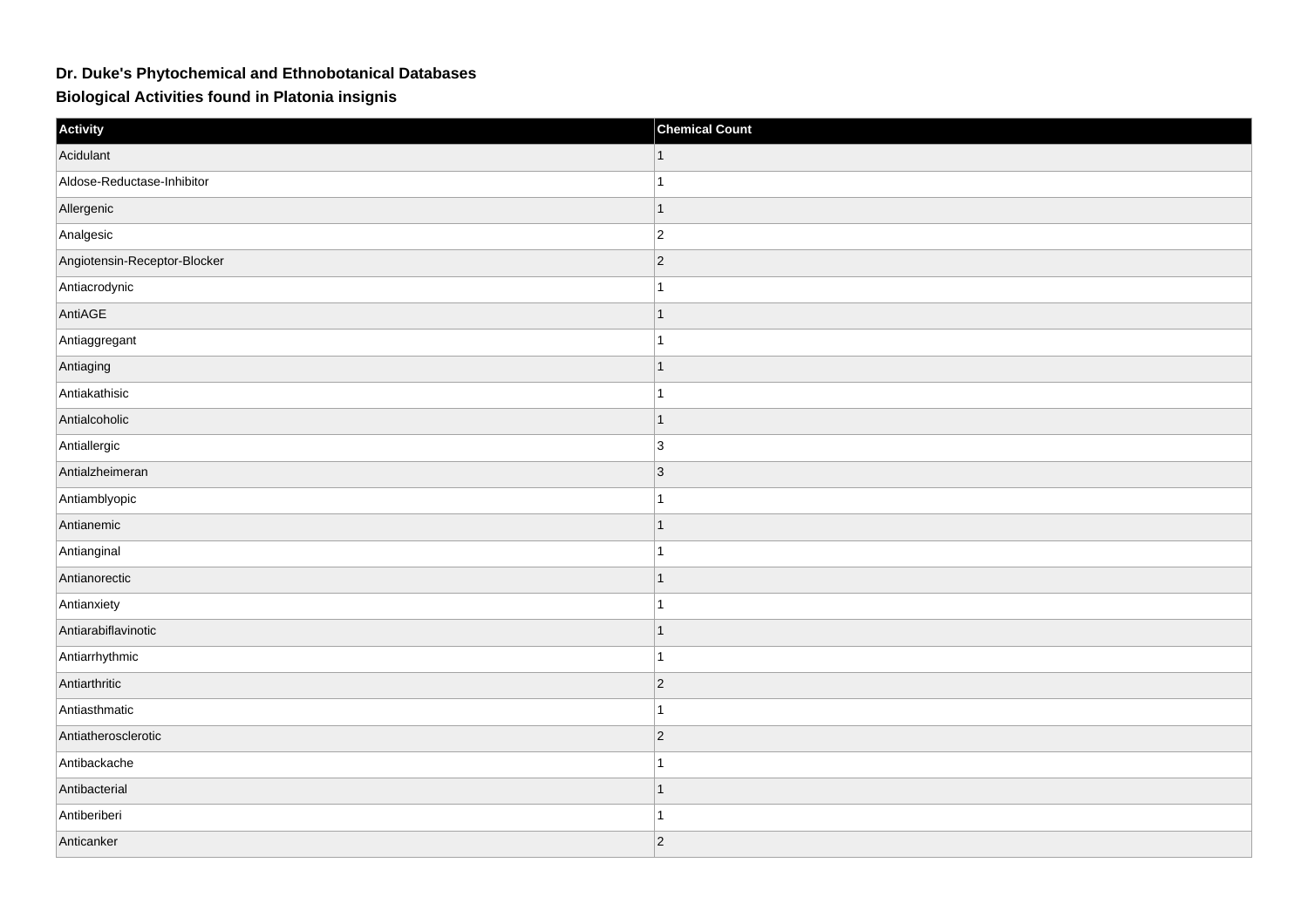**Dr. Duke's Phytochemical and Ethnobotanical Databases**

**Biological Activities found in Platonia insignis**

| Activity | Chemical Count |
| --- | --- |
| Acidulant | 1 |
| Aldose-Reductase-Inhibitor | 1 |
| Allergenic | 1 |
| Analgesic | 2 |
| Angiotensin-Receptor-Blocker | 2 |
| Antiacrodynic | 1 |
| AntiAGE | 1 |
| Antiaggregant | 1 |
| Antiaging | 1 |
| Antiakathisic | 1 |
| Antialcoholic | 1 |
| Antiallergic | 3 |
| Antialzheimeran | 3 |
| Antiamblyopic | 1 |
| Antianemic | 1 |
| Antianginal | 1 |
| Antianorectic | 1 |
| Antianxiety | 1 |
| Antiarabiflavinotic | 1 |
| Antiarrhythmic | 1 |
| Antiarthritic | 2 |
| Antiasthmatic | 1 |
| Antiatherosclerotic | 2 |
| Antibackache | 1 |
| Antibacterial | 1 |
| Antiberiberi | 1 |
| Anticanker | 2 |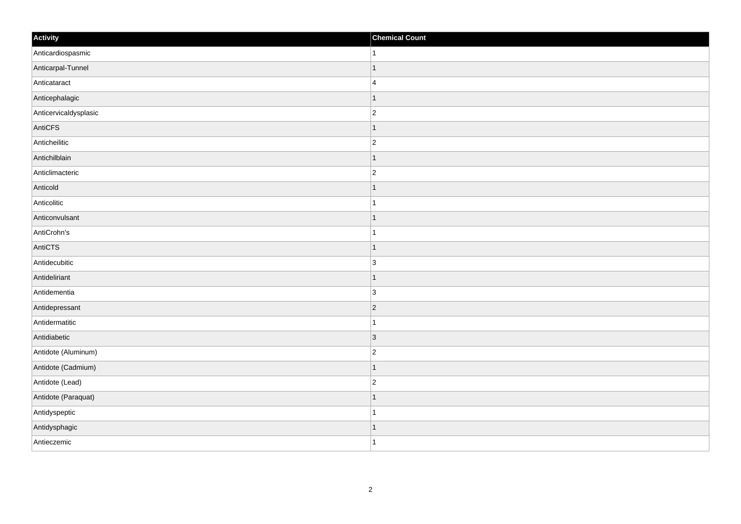| Activity | Chemical Count |
| --- | --- |
| Anticardiospasmic | 1 |
| Anticarpal-Tunnel | 1 |
| Anticataract | 4 |
| Anticephalagic | 1 |
| Anticervicaldysplasic | 2 |
| AntiCFS | 1 |
| Anticheilitic | 2 |
| Antichilblain | 1 |
| Anticlimacteric | 2 |
| Anticold | 1 |
| Anticolitic | 1 |
| Anticonvulsant | 1 |
| AntiCrohn's | 1 |
| AntiCTS | 1 |
| Antidecubitic | 3 |
| Antideliriant | 1 |
| Antidementia | 3 |
| Antidepressant | 2 |
| Antidermatitic | 1 |
| Antidiabetic | 3 |
| Antidote (Aluminum) | 2 |
| Antidote (Cadmium) | 1 |
| Antidote (Lead) | 2 |
| Antidote (Paraquat) | 1 |
| Antidyspeptic | 1 |
| Antidysphagic | 1 |
| Antieczemic | 1 |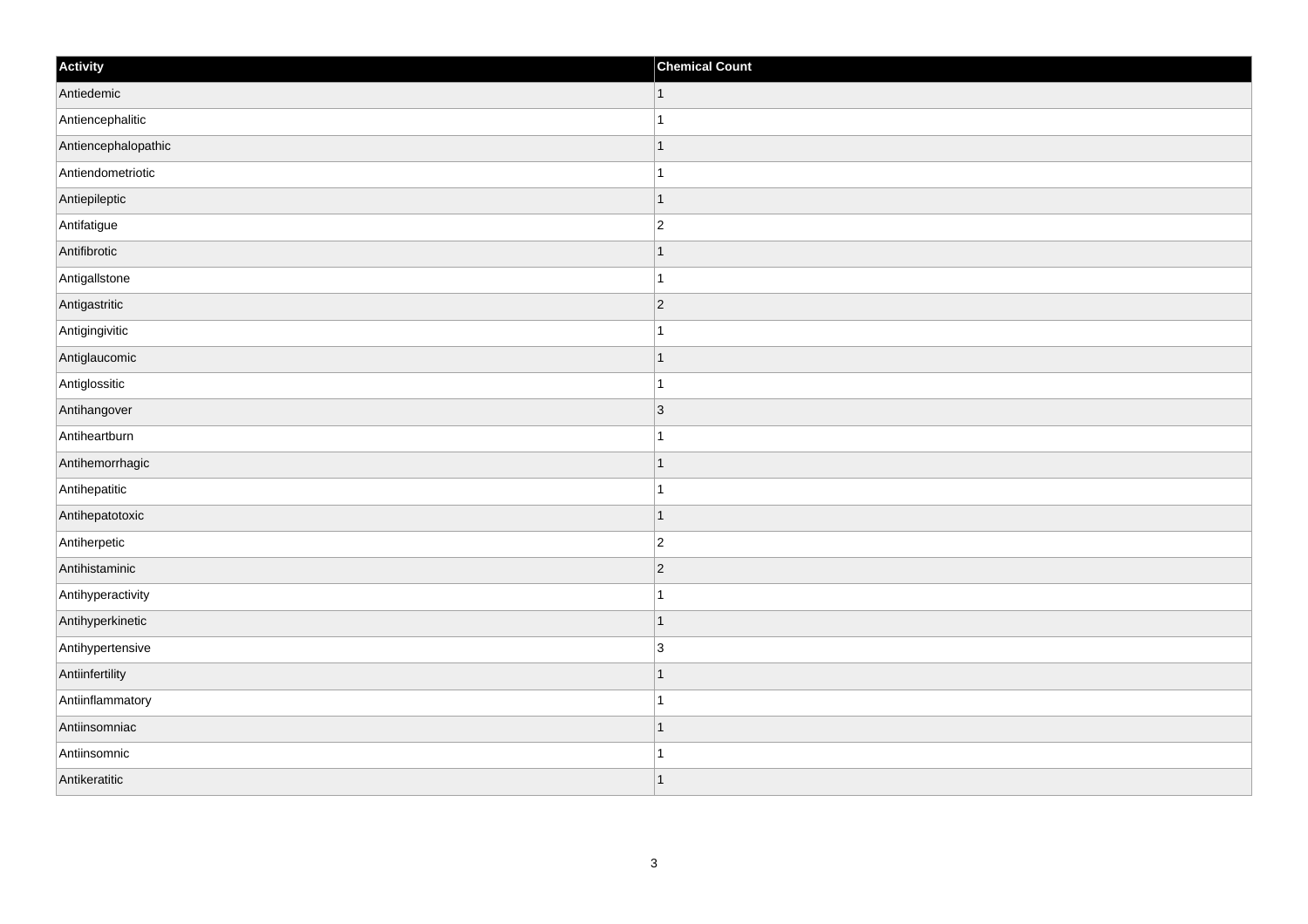| Activity | Chemical Count |
| --- | --- |
| Antiedemic | 1 |
| Antiencephalitic | 1 |
| Antiencephalopathic | 1 |
| Antiendometriotic | 1 |
| Antiepileptic | 1 |
| Antifatigue | 2 |
| Antifibrotic | 1 |
| Antigallstone | 1 |
| Antigastritic | 2 |
| Antigingivitic | 1 |
| Antiglaucomic | 1 |
| Antiglossitic | 1 |
| Antihangover | 3 |
| Antiheartburn | 1 |
| Antihemorrhagic | 1 |
| Antihepatitic | 1 |
| Antihepatotoxic | 1 |
| Antiherpetic | 2 |
| Antihistaminic | 2 |
| Antihyperactivity | 1 |
| Antihyperkinetic | 1 |
| Antihypertensive | 3 |
| Antiinfertility | 1 |
| Antiinflammatory | 1 |
| Antiinsomniac | 1 |
| Antiinsomnic | 1 |
| Antikeratitic | 1 |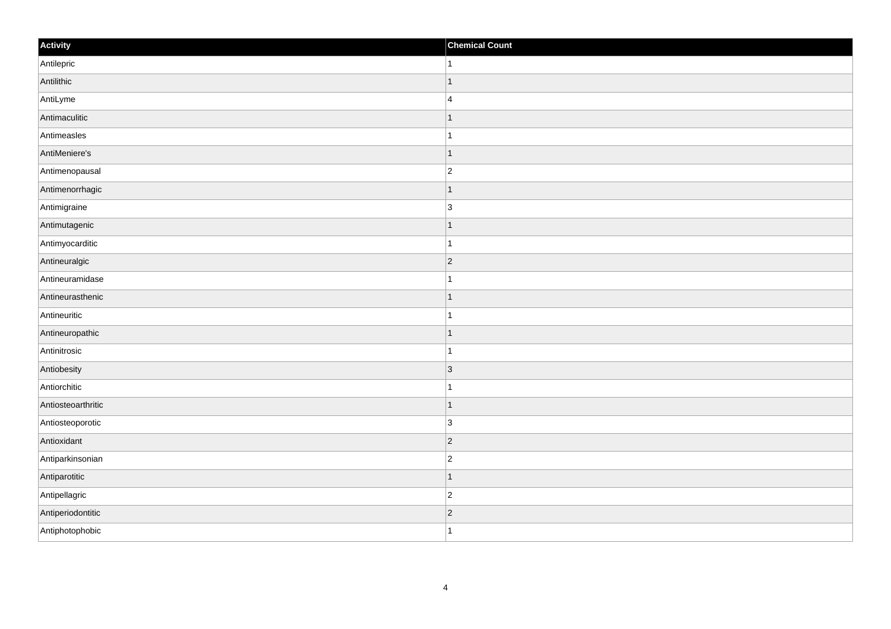| Activity | Chemical Count |
| --- | --- |
| Antilepric | 1 |
| Antilithic | 1 |
| AntiLyme | 4 |
| Antimaculitic | 1 |
| Antimeasles | 1 |
| AntiMeniere's | 1 |
| Antimenopausal | 2 |
| Antimenorrhagic | 1 |
| Antimigraine | 3 |
| Antimutagenic | 1 |
| Antimyocarditic | 1 |
| Antineuralgic | 2 |
| Antineuramidase | 1 |
| Antineurasthenic | 1 |
| Antineuritic | 1 |
| Antineuropathic | 1 |
| Antinitrosic | 1 |
| Antiobesity | 3 |
| Antiorchitic | 1 |
| Antiosteoarthritic | 1 |
| Antiosteoporotic | 3 |
| Antioxidant | 2 |
| Antiparkinsonian | 2 |
| Antiparotitic | 1 |
| Antipellagric | 2 |
| Antiperiodontitic | 2 |
| Antiphotophobic | 1 |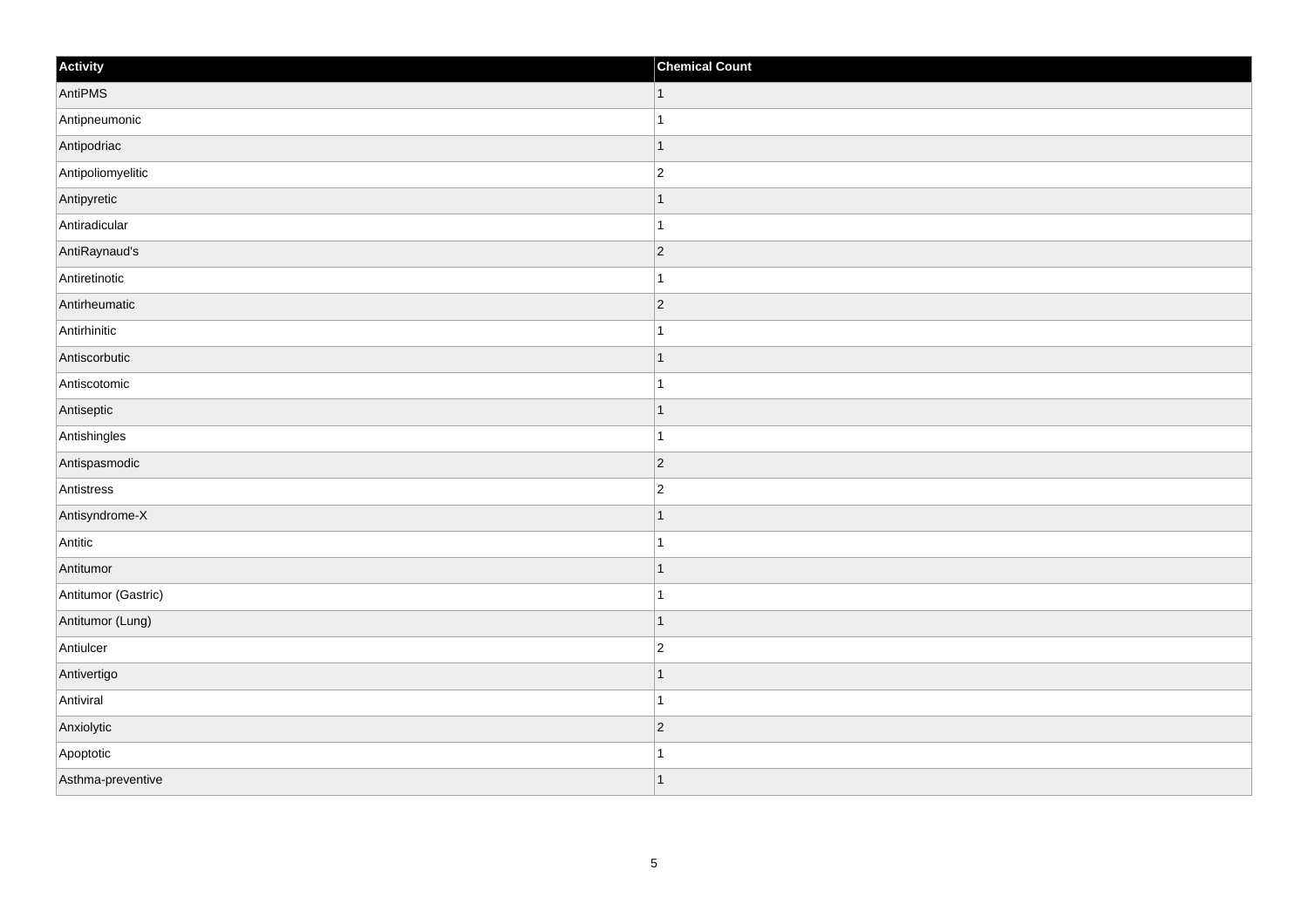| Activity | Chemical Count |
| --- | --- |
| AntiPMS | 1 |
| Antipneumonic | 1 |
| Antipodriac | 1 |
| Antipoliomyelitic | 2 |
| Antipyretic | 1 |
| Antiradicular | 1 |
| AntiRaynaud's | 2 |
| Antiretinotic | 1 |
| Antirheumatic | 2 |
| Antirhinitic | 1 |
| Antiscorbutic | 1 |
| Antiscotomic | 1 |
| Antiseptic | 1 |
| Antishingles | 1 |
| Antispasmodic | 2 |
| Antistress | 2 |
| Antisyndrome-X | 1 |
| Antitic | 1 |
| Antitumor | 1 |
| Antitumor (Gastric) | 1 |
| Antitumor (Lung) | 1 |
| Antiulcer | 2 |
| Antivertigo | 1 |
| Antiviral | 1 |
| Anxiolytic | 2 |
| Apoptotic | 1 |
| Asthma-preventive | 1 |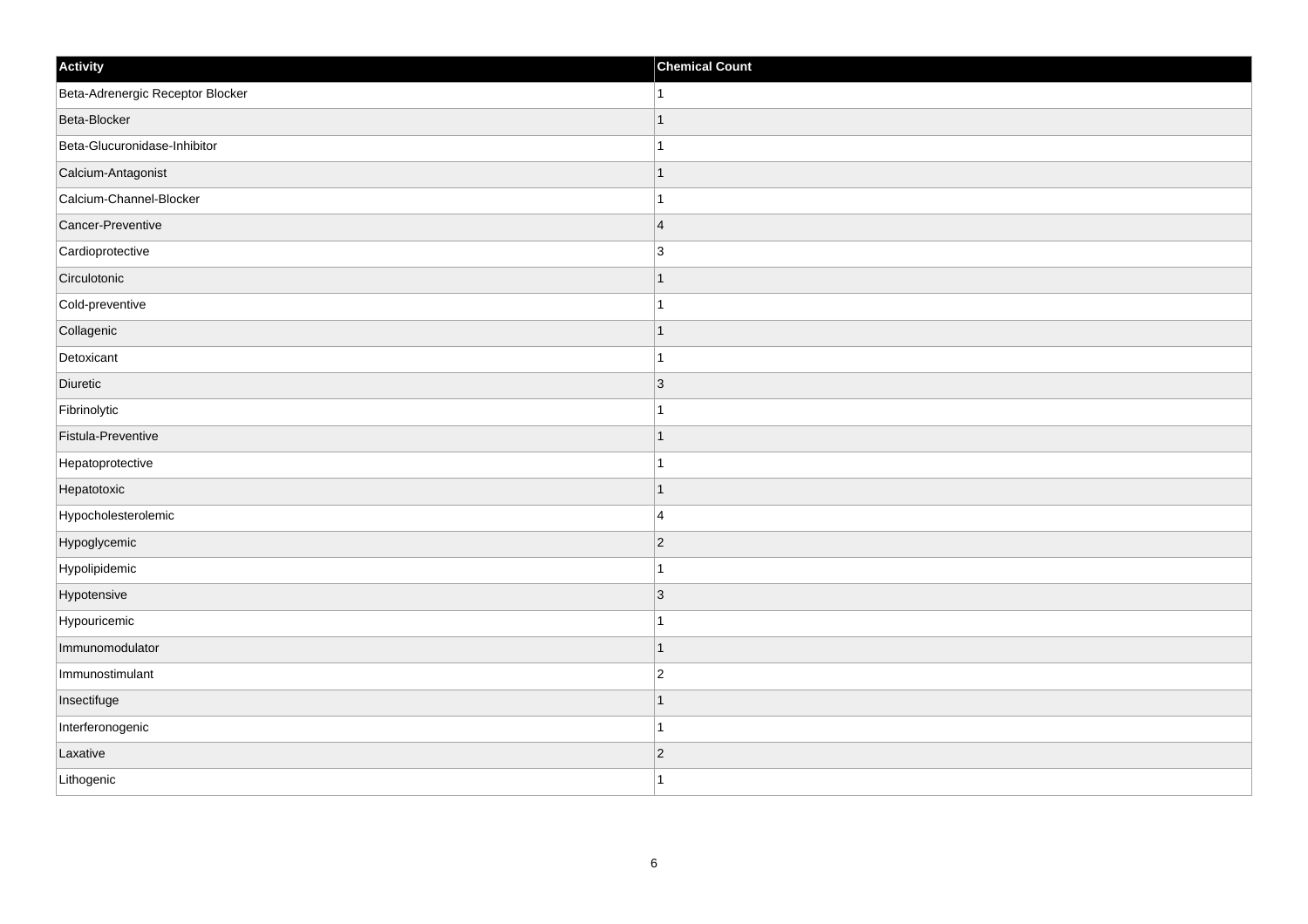| Activity | Chemical Count |
| --- | --- |
| Beta-Adrenergic Receptor Blocker | 1 |
| Beta-Blocker | 1 |
| Beta-Glucuronidase-Inhibitor | 1 |
| Calcium-Antagonist | 1 |
| Calcium-Channel-Blocker | 1 |
| Cancer-Preventive | 4 |
| Cardioprotective | 3 |
| Circulotonic | 1 |
| Cold-preventive | 1 |
| Collagenic | 1 |
| Detoxicant | 1 |
| Diuretic | 3 |
| Fibrinolytic | 1 |
| Fistula-Preventive | 1 |
| Hepatoprotective | 1 |
| Hepatotoxic | 1 |
| Hypocholesterolemic | 4 |
| Hypoglycemic | 2 |
| Hypolipidemic | 1 |
| Hypotensive | 3 |
| Hypouricemic | 1 |
| Immunomodulator | 1 |
| Immunostimulant | 2 |
| Insectifuge | 1 |
| Interferonogenic | 1 |
| Laxative | 2 |
| Lithogenic | 1 |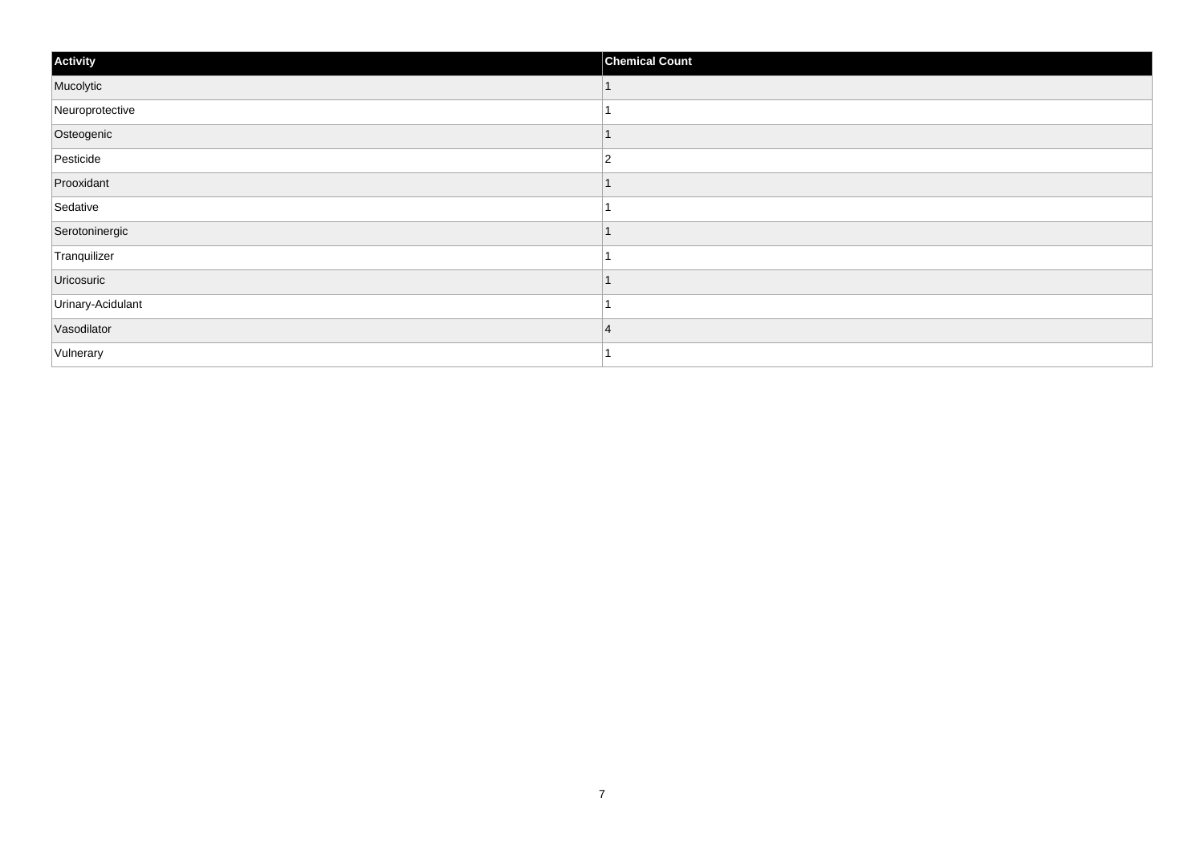| Activity | Chemical Count |
| --- | --- |
| Mucolytic | 1 |
| Neuroprotective | 1 |
| Osteogenic | 1 |
| Pesticide | 2 |
| Prooxidant | 1 |
| Sedative | 1 |
| Serotoninergic | 1 |
| Tranquilizer | 1 |
| Uricosuric | 1 |
| Urinary-Acidulant | 1 |
| Vasodilator | 4 |
| Vulnerary | 1 |